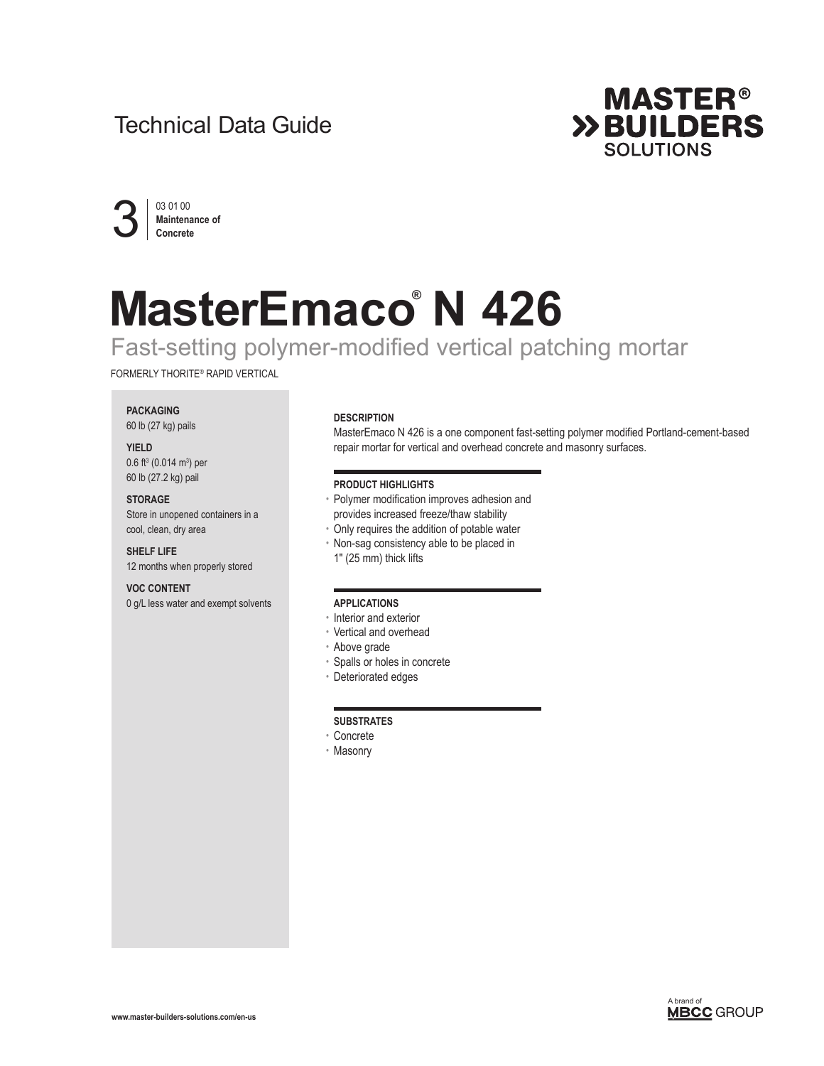Technical Data Guide

3 | 03 01 00 **Maintenance of Concrete**

# MasterEmaco® N 426

## Fast-setting polymer-modified vertical patching mortar

FORMERLY THORITE® RAPID VERTICAL

**PACKAGING**
60 lb (27 kg) pails

**YIELD**
0.6 ft³ (0.014 m³) per 60 lb (27.2 kg) pail

**STORAGE**
Store in unopened containers in a cool, clean, dry area

**SHELF LIFE**
12 months when properly stored

**VOC CONTENT**
0 g/L less water and exempt solvents

### DESCRIPTION

MasterEmaco N 426 is a one component fast-setting polymer modified Portland-cement-based repair mortar for vertical and overhead concrete and masonry surfaces.

### PRODUCT HIGHLIGHTS

- Polymer modification improves adhesion and provides increased freeze/thaw stability
- Only requires the addition of potable water
- Non-sag consistency able to be placed in 1" (25 mm) thick lifts

### APPLICATIONS

- Interior and exterior
- Vertical and overhead
- Above grade
- Spalls or holes in concrete
- Deteriorated edges

### SUBSTRATES

- Concrete
- Masonry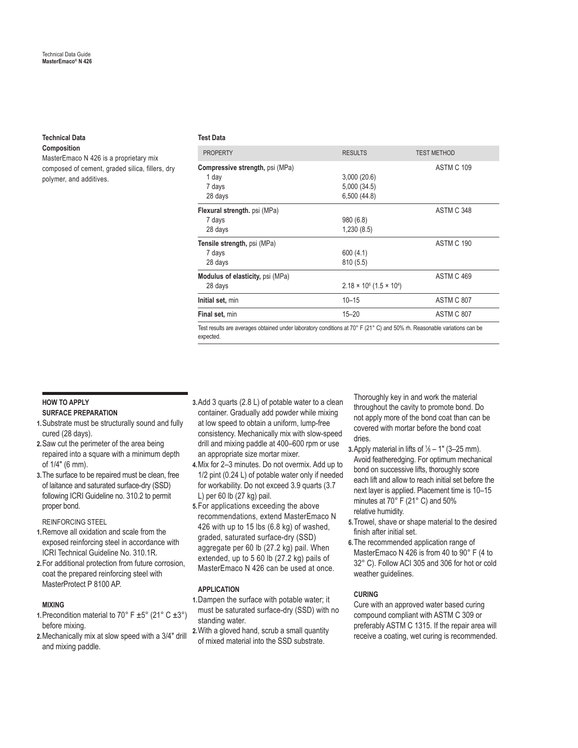## Technical Data

### Composition

MasterEmaco N 426 is a proprietary mix composed of cement, graded silica, fillers, dry polymer, and additives.

### Test Data

| PROPERTY | RESULTS | TEST METHOD |
|---|---|---|
| **Compressive strength,** psi (MPa) | | ASTM C 109 |
| 1 day | 3,000 (20.6) | |
| 7 days | 5,000 (34.5) | |
| 28 days | 6,500 (44.8) | |
| **Flexural strength.** psi (MPa) | | ASTM C 348 |
| 7 days | 980 (6.8) | |
| 28 days | 1,230 (8.5) | |
| **Tensile strength,** psi (MPa) | | ASTM C 190 |
| 7 days | 600 (4.1) | |
| 28 days | 810 (5.5) | |
| **Modulus of elasticity,** psi (MPa) | | ASTM C 469 |
| 28 days | $2.18 \times 10^6$ ($1.5 \times 10^4$) | |
| **Initial set,** min | 10–15 | ASTM C 807 |
| **Final set,** min | 15–20 | ASTM C 807 |

Test results are averages obtained under laboratory conditions at 70° F (21° C) and 50% rh. Reasonable variations can be expected.

## HOW TO APPLY

### SURFACE PREPARATION

1. Substrate must be structurally sound and fully cured (28 days).
2. Saw cut the perimeter of the area being repaired into a square with a minimum depth of 1/4" (6 mm).
3. The surface to be repaired must be clean, free of laitance and saturated surface-dry (SSD) following ICRI Guideline no. 310.2 to permit proper bond.

REINFORCING STEEL

1. Remove all oxidation and scale from the exposed reinforcing steel in accordance with ICRI Technical Guideline No. 310.1R.
2. For additional protection from future corrosion, coat the prepared reinforcing steel with MasterProtect P 8100 AP.

### MIXING

1. Precondition material to 70° F ±5° (21° C ±3°) before mixing.
2. Mechanically mix at slow speed with a 3/4" drill and mixing paddle.
3. Add 3 quarts (2.8 L) of potable water to a clean container. Gradually add powder while mixing at low speed to obtain a uniform, lump-free consistency. Mechanically mix with slow-speed drill and mixing paddle at 400–600 rpm or use an appropriate size mortar mixer.
4. Mix for 2–3 minutes. Do not overmix. Add up to 1/2 pint (0.24 L) of potable water only if needed for workability. Do not exceed 3.9 quarts (3.7 L) per 60 lb (27 kg) pail.
5. For applications exceeding the above recommendations, extend MasterEmaco N 426 with up to 15 lbs (6.8 kg) of washed, graded, saturated surface-dry (SSD) aggregate per 60 lb (27.2 kg) pail. When extended, up to 5 60 lb (27.2 kg) pails of MasterEmaco N 426 can be used at once.

### APPLICATION

1. Dampen the surface with potable water; it must be saturated surface-dry (SSD) with no standing water.
2. With a gloved hand, scrub a small quantity of mixed material into the SSD substrate. Thoroughly key in and work the material throughout the cavity to promote bond. Do not apply more of the bond coat than can be covered with mortar before the bond coat dries.
3. Apply material in lifts of ⅛ – 1" (3–25 mm). Avoid featheredging. For optimum mechanical bond on successive lifts, thoroughly score each lift and allow to reach initial set before the next layer is applied. Placement time is 10–15 minutes at 70° F (21° C) and 50% relative humidity.
4. Trowel, shave or shape material to the desired finish after initial set.
5. The recommended application range of MasterEmaco N 426 is from 40 to 90° F (4 to 32° C). Follow ACI 305 and 306 for hot or cold weather guidelines.

### CURING

Cure with an approved water based curing compound compliant with ASTM C 309 or preferably ASTM C 1315. If the repair area will receive a coating, wet curing is recommended.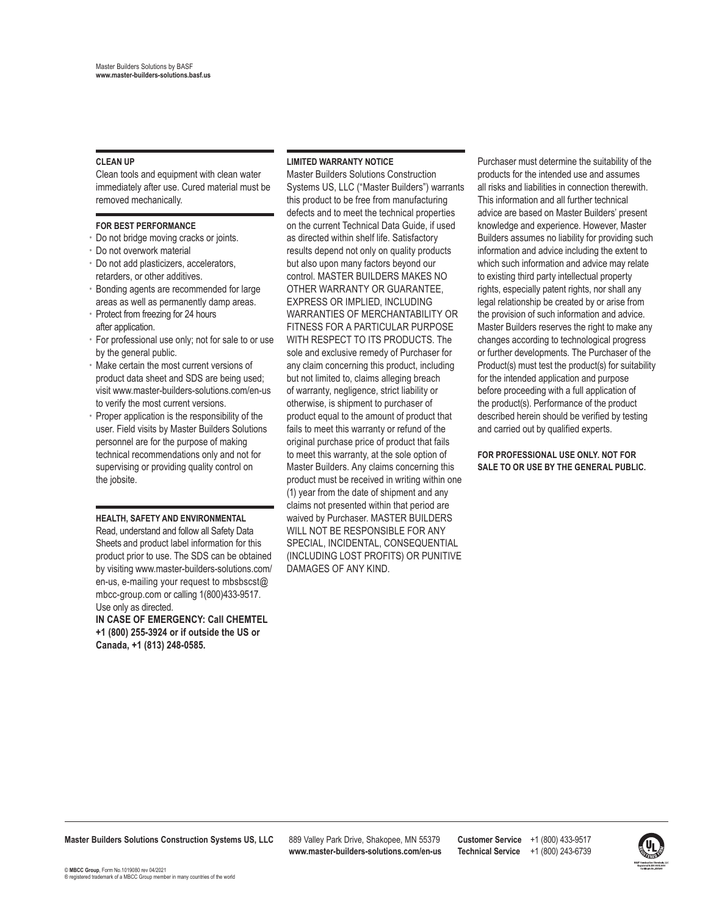Master Builders Solutions by BASF
**www.master-builders-solutions.basf.us**

### CLEAN UP

Clean tools and equipment with clean water immediately after use. Cured material must be removed mechanically.

### FOR BEST PERFORMANCE

- Do not bridge moving cracks or joints.
- Do not overwork material
- Do not add plasticizers, accelerators, retarders, or other additives.
- Bonding agents are recommended for large areas as well as permanently damp areas.
- Protect from freezing for 24 hours after application.
- For professional use only; not for sale to or use by the general public.
- Make certain the most current versions of product data sheet and SDS are being used; visit www.master-builders-solutions.com/en-us to verify the most current versions.
- Proper application is the responsibility of the user. Field visits by Master Builders Solutions personnel are for the purpose of making technical recommendations only and not for supervising or providing quality control on the jobsite.

### HEALTH, SAFETY AND ENVIRONMENTAL

Read, understand and follow all Safety Data Sheets and product label information for this product prior to use. The SDS can be obtained by visiting www.master-builders-solutions.com/en-us, e-mailing your request to mbsbscst@mbcc-group.com or calling 1(800)433-9517. Use only as directed.

**IN CASE OF EMERGENCY: Call CHEMTEL +1 (800) 255-3924 or if outside the US or Canada, +1 (813) 248-0585.**

### LIMITED WARRANTY NOTICE

Master Builders Solutions Construction Systems US, LLC ("Master Builders") warrants this product to be free from manufacturing defects and to meet the technical properties on the current Technical Data Guide, if used as directed within shelf life. Satisfactory results depend not only on quality products but also upon many factors beyond our control. MASTER BUILDERS MAKES NO OTHER WARRANTY OR GUARANTEE, EXPRESS OR IMPLIED, INCLUDING WARRANTIES OF MERCHANTABILITY OR FITNESS FOR A PARTICULAR PURPOSE WITH RESPECT TO ITS PRODUCTS. The sole and exclusive remedy of Purchaser for any claim concerning this product, including but not limited to, claims alleging breach of warranty, negligence, strict liability or otherwise, is shipment to purchaser of product equal to the amount of product that fails to meet this warranty or refund of the original purchase price of product that fails to meet this warranty, at the sole option of Master Builders. Any claims concerning this product must be received in writing within one (1) year from the date of shipment and any claims not presented within that period are waived by Purchaser. MASTER BUILDERS WILL NOT BE RESPONSIBLE FOR ANY SPECIAL, INCIDENTAL, CONSEQUENTIAL (INCLUDING LOST PROFITS) OR PUNITIVE DAMAGES OF ANY KIND.

Purchaser must determine the suitability of the products for the intended use and assumes all risks and liabilities in connection therewith. This information and all further technical advice are based on Master Builders' present knowledge and experience. However, Master Builders assumes no liability for providing such information and advice including the extent to which such information and advice may relate to existing third party intellectual property rights, especially patent rights, nor shall any legal relationship be created by or arise from the provision of such information and advice. Master Builders reserves the right to make any changes according to technological progress or further developments. The Purchaser of the Product(s) must test the product(s) for suitability for the intended application and purpose before proceeding with a full application of the product(s). Performance of the product described herein should be verified by testing and carried out by qualified experts.

**FOR PROFESSIONAL USE ONLY. NOT FOR SALE TO OR USE BY THE GENERAL PUBLIC.**

**Master Builders Solutions Construction Systems US, LLC** 889 Valley Park Drive, Shakopee, MN 55379 **www.master-builders-solutions.com/en-us**

**Customer Service** +1 (800) 433-9517
**Technical Service** +1 (800) 243-6739

© **MBCC Group**, Form No.1019080 rev 04/2021
® registered trademark of a MBCC Group member in many countries of the world